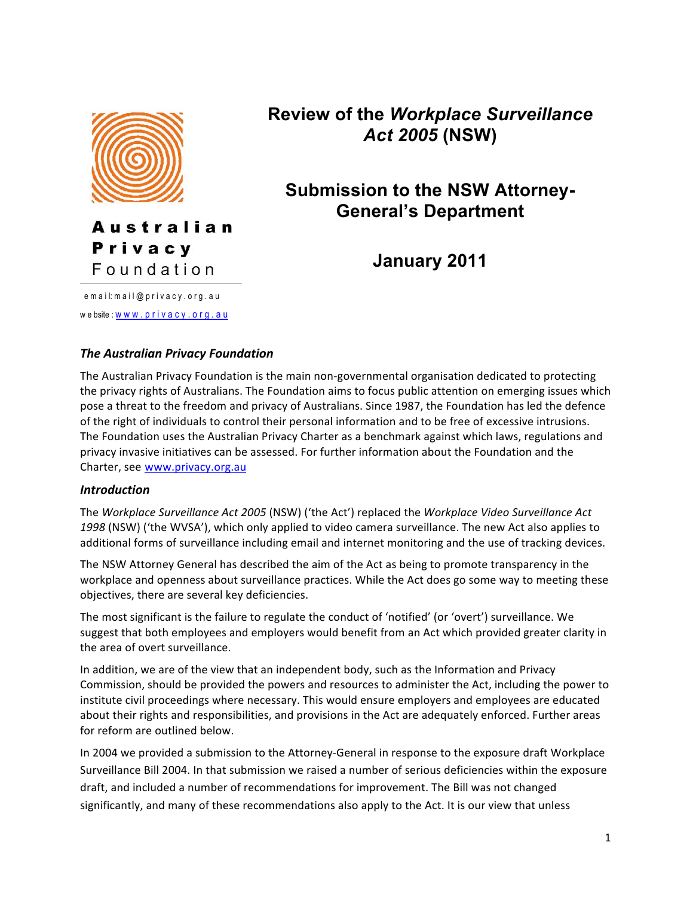# Review of the *Workplace Surveillance Act 2005* (NSW)

## Submission to the NSW Attorney-General's Department

## January 2011

Australian Privacy Foundation

email: mail@privacy.org.au
website: www.privacy.org.au

### *The Australian Privacy Foundation*

The Australian Privacy Foundation is the main non-governmental organisation dedicated to protecting the privacy rights of Australians. The Foundation aims to focus public attention on emerging issues which pose a threat to the freedom and privacy of Australians. Since 1987, the Foundation has led the defence of the right of individuals to control their personal information and to be free of excessive intrusions. The Foundation uses the Australian Privacy Charter as a benchmark against which laws, regulations and privacy invasive initiatives can be assessed. For further information about the Foundation and the Charter, see www.privacy.org.au

### *Introduction*

The *Workplace Surveillance Act 2005* (NSW) ('the Act') replaced the *Workplace Video Surveillance Act 1998* (NSW) ('the WVSA'), which only applied to video camera surveillance. The new Act also applies to additional forms of surveillance including email and internet monitoring and the use of tracking devices.

The NSW Attorney General has described the aim of the Act as being to promote transparency in the workplace and openness about surveillance practices. While the Act does go some way to meeting these objectives, there are several key deficiencies.

The most significant is the failure to regulate the conduct of 'notified' (or 'overt') surveillance. We suggest that both employees and employers would benefit from an Act which provided greater clarity in the area of overt surveillance.

In addition, we are of the view that an independent body, such as the Information and Privacy Commission, should be provided the powers and resources to administer the Act, including the power to institute civil proceedings where necessary. This would ensure employers and employees are educated about their rights and responsibilities, and provisions in the Act are adequately enforced. Further areas for reform are outlined below.

In 2004 we provided a submission to the Attorney-General in response to the exposure draft Workplace Surveillance Bill 2004. In that submission we raised a number of serious deficiencies within the exposure draft, and included a number of recommendations for improvement. The Bill was not changed significantly, and many of these recommendations also apply to the Act. It is our view that unless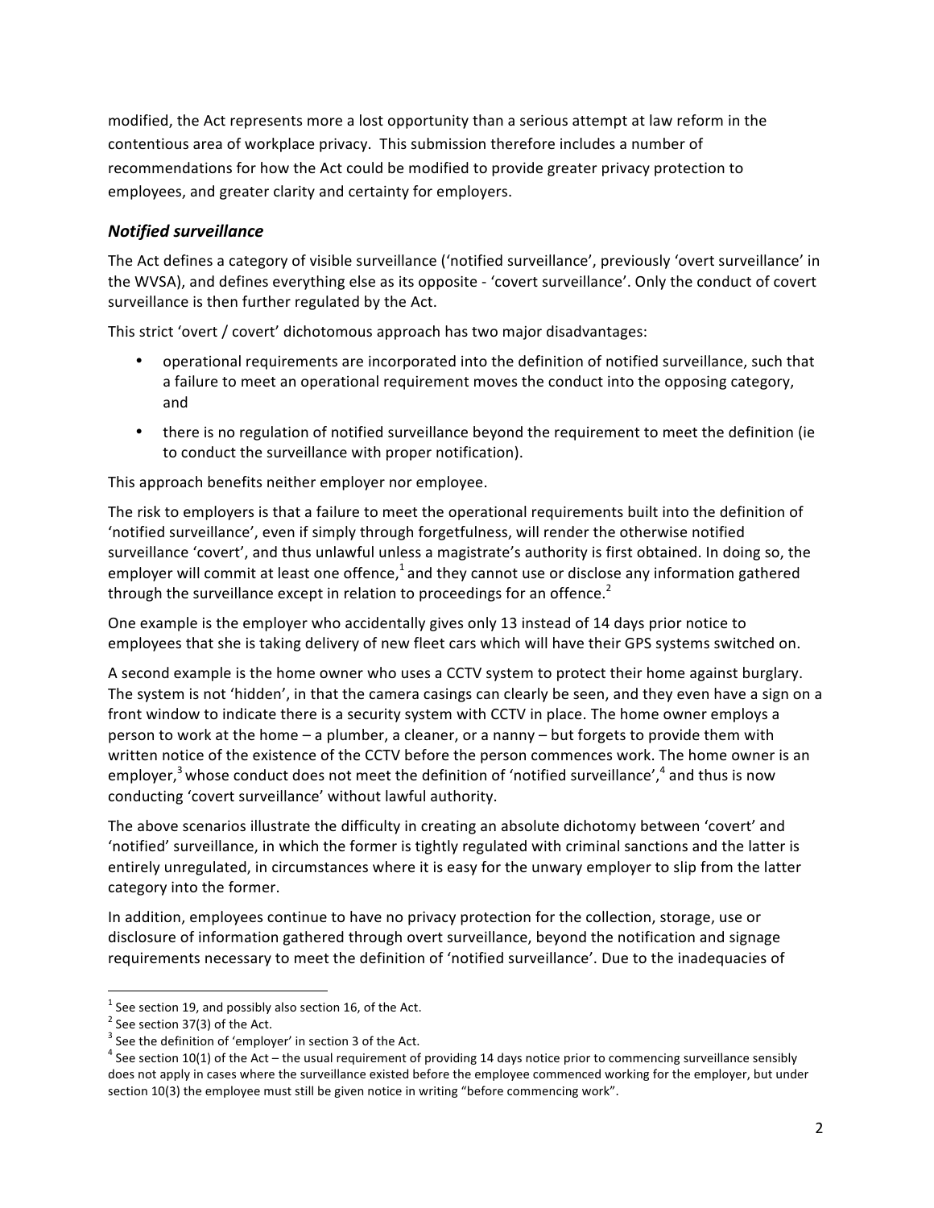modified, the Act represents more a lost opportunity than a serious attempt at law reform in the contentious area of workplace privacy. This submission therefore includes a number of recommendations for how the Act could be modified to provide greater privacy protection to employees, and greater clarity and certainty for employers.

### *Notified surveillance*

The Act defines a category of visible surveillance ('notified surveillance', previously 'overt surveillance' in the WVSA), and defines everything else as its opposite - 'covert surveillance'. Only the conduct of covert surveillance is then further regulated by the Act.

This strict 'overt / covert' dichotomous approach has two major disadvantages:

- operational requirements are incorporated into the definition of notified surveillance, such that a failure to meet an operational requirement moves the conduct into the opposing category, and
- there is no regulation of notified surveillance beyond the requirement to meet the definition (ie to conduct the surveillance with proper notification).

This approach benefits neither employer nor employee.

The risk to employers is that a failure to meet the operational requirements built into the definition of 'notified surveillance', even if simply through forgetfulness, will render the otherwise notified surveillance 'covert', and thus unlawful unless a magistrate's authority is first obtained. In doing so, the employer will commit at least one offence,[1] and they cannot use or disclose any information gathered through the surveillance except in relation to proceedings for an offence.[2]

One example is the employer who accidentally gives only 13 instead of 14 days prior notice to employees that she is taking delivery of new fleet cars which will have their GPS systems switched on.

A second example is the home owner who uses a CCTV system to protect their home against burglary. The system is not 'hidden', in that the camera casings can clearly be seen, and they even have a sign on a front window to indicate there is a security system with CCTV in place. The home owner employs a person to work at the home – a plumber, a cleaner, or a nanny – but forgets to provide them with written notice of the existence of the CCTV before the person commences work. The home owner is an employer,[3] whose conduct does not meet the definition of 'notified surveillance',[4] and thus is now conducting 'covert surveillance' without lawful authority.

The above scenarios illustrate the difficulty in creating an absolute dichotomy between 'covert' and 'notified' surveillance, in which the former is tightly regulated with criminal sanctions and the latter is entirely unregulated, in circumstances where it is easy for the unwary employer to slip from the latter category into the former.

In addition, employees continue to have no privacy protection for the collection, storage, use or disclosure of information gathered through overt surveillance, beyond the notification and signage requirements necessary to meet the definition of 'notified surveillance'. Due to the inadequacies of

---

[1] See section 19, and possibly also section 16, of the Act.

[2] See section 37(3) of the Act.

[3] See the definition of 'employer' in section 3 of the Act.

[4] See section 10(1) of the Act – the usual requirement of providing 14 days notice prior to commencing surveillance sensibly does not apply in cases where the surveillance existed before the employee commenced working for the employer, but under section 10(3) the employee must still be given notice in writing "before commencing work".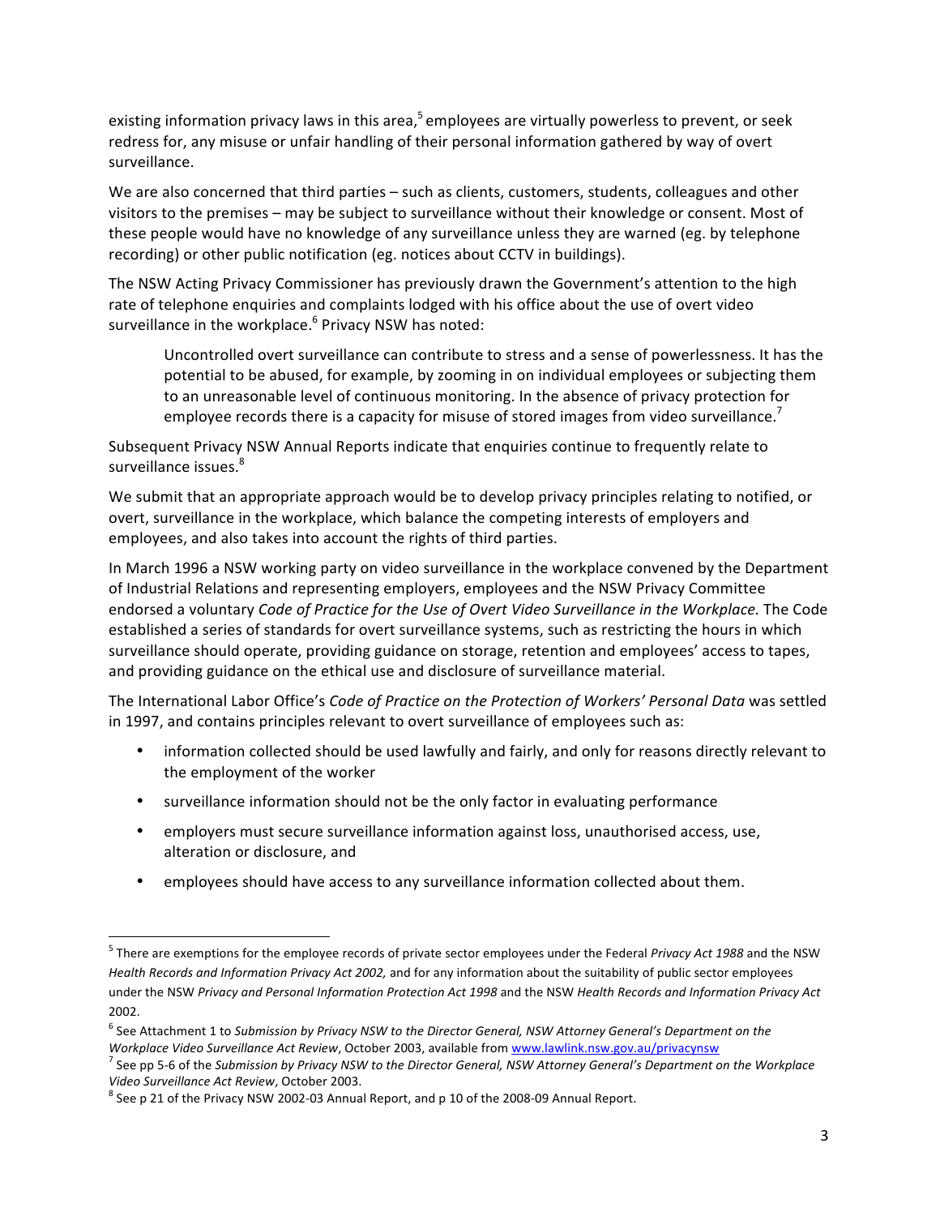existing information privacy laws in this area,[5] employees are virtually powerless to prevent, or seek redress for, any misuse or unfair handling of their personal information gathered by way of overt surveillance.

We are also concerned that third parties – such as clients, customers, students, colleagues and other visitors to the premises – may be subject to surveillance without their knowledge or consent. Most of these people would have no knowledge of any surveillance unless they are warned (eg. by telephone recording) or other public notification (eg. notices about CCTV in buildings).

The NSW Acting Privacy Commissioner has previously drawn the Government's attention to the high rate of telephone enquiries and complaints lodged with his office about the use of overt video surveillance in the workplace.[6] Privacy NSW has noted:

> Uncontrolled overt surveillance can contribute to stress and a sense of powerlessness. It has the potential to be abused, for example, by zooming in on individual employees or subjecting them to an unreasonable level of continuous monitoring. In the absence of privacy protection for employee records there is a capacity for misuse of stored images from video surveillance.[7]

Subsequent Privacy NSW Annual Reports indicate that enquiries continue to frequently relate to surveillance issues.[8]

We submit that an appropriate approach would be to develop privacy principles relating to notified, or overt, surveillance in the workplace, which balance the competing interests of employers and employees, and also takes into account the rights of third parties.

In March 1996 a NSW working party on video surveillance in the workplace convened by the Department of Industrial Relations and representing employers, employees and the NSW Privacy Committee endorsed a voluntary *Code of Practice for the Use of Overt Video Surveillance in the Workplace.* The Code established a series of standards for overt surveillance systems, such as restricting the hours in which surveillance should operate, providing guidance on storage, retention and employees' access to tapes, and providing guidance on the ethical use and disclosure of surveillance material.

The International Labor Office's *Code of Practice on the Protection of Workers' Personal Data* was settled in 1997, and contains principles relevant to overt surveillance of employees such as:

- information collected should be used lawfully and fairly, and only for reasons directly relevant to the employment of the worker
- surveillance information should not be the only factor in evaluating performance
- employers must secure surveillance information against loss, unauthorised access, use, alteration or disclosure, and
- employees should have access to any surveillance information collected about them.

---

[5] There are exemptions for the employee records of private sector employees under the Federal *Privacy Act 1988* and the NSW *Health Records and Information Privacy Act 2002,* and for any information about the suitability of public sector employees under the NSW *Privacy and Personal Information Protection Act 1998* and the NSW *Health Records and Information Privacy Act* 2002.

[6] See Attachment 1 to *Submission by Privacy NSW to the Director General, NSW Attorney General's Department on the Workplace Video Surveillance Act Review*, October 2003, available from www.lawlink.nsw.gov.au/privacynsw

[7] See pp 5-6 of the *Submission by Privacy NSW to the Director General, NSW Attorney General's Department on the Workplace Video Surveillance Act Review*, October 2003.

[8] See p 21 of the Privacy NSW 2002-03 Annual Report, and p 10 of the 2008-09 Annual Report.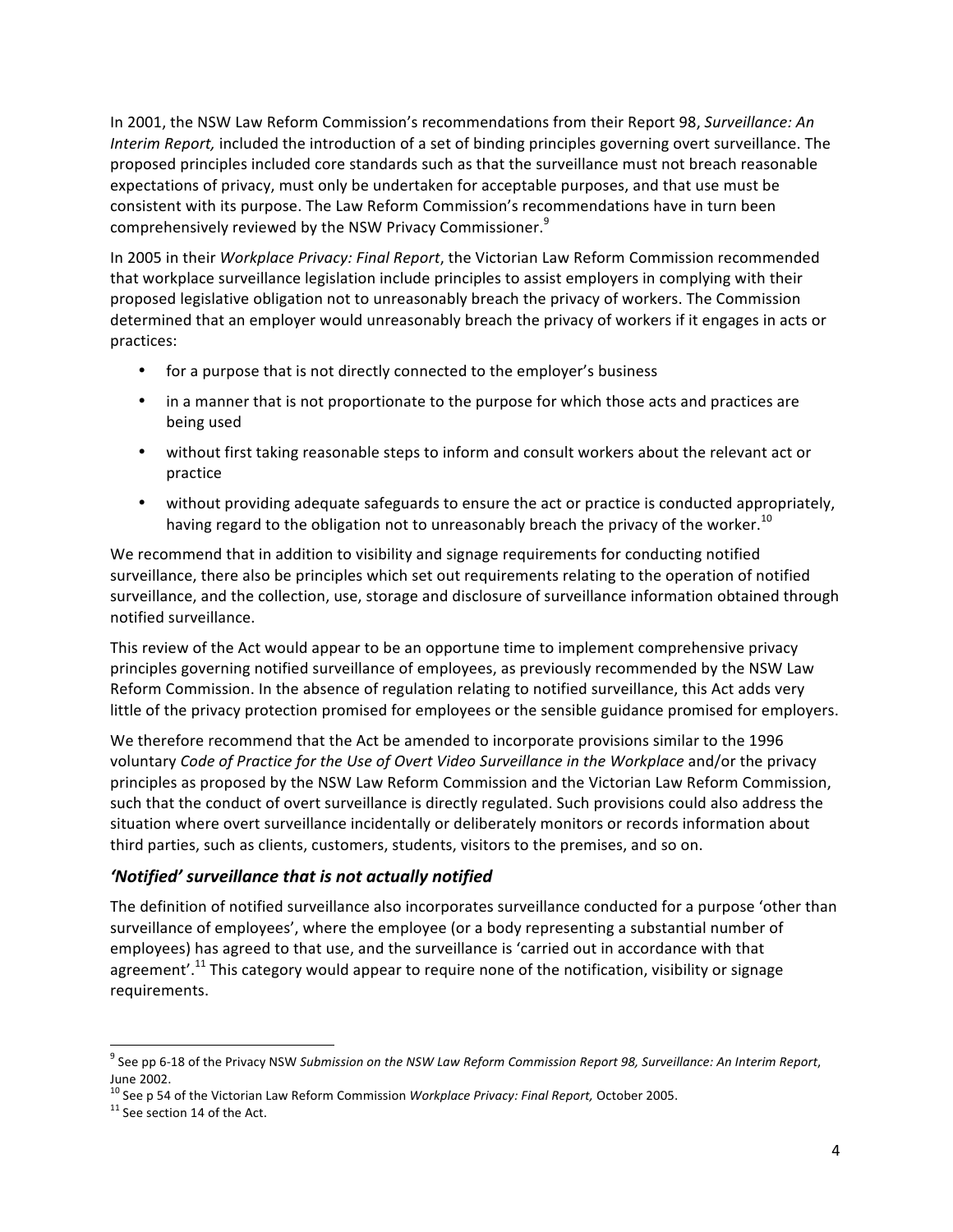In 2001, the NSW Law Reform Commission's recommendations from their Report 98, *Surveillance: An Interim Report,* included the introduction of a set of binding principles governing overt surveillance. The proposed principles included core standards such as that the surveillance must not breach reasonable expectations of privacy, must only be undertaken for acceptable purposes, and that use must be consistent with its purpose. The Law Reform Commission's recommendations have in turn been comprehensively reviewed by the NSW Privacy Commissioner.[9]

In 2005 in their *Workplace Privacy: Final Report*, the Victorian Law Reform Commission recommended that workplace surveillance legislation include principles to assist employers in complying with their proposed legislative obligation not to unreasonably breach the privacy of workers. The Commission determined that an employer would unreasonably breach the privacy of workers if it engages in acts or practices:

- for a purpose that is not directly connected to the employer's business
- in a manner that is not proportionate to the purpose for which those acts and practices are being used
- without first taking reasonable steps to inform and consult workers about the relevant act or practice
- without providing adequate safeguards to ensure the act or practice is conducted appropriately, having regard to the obligation not to unreasonably breach the privacy of the worker.[10]

We recommend that in addition to visibility and signage requirements for conducting notified surveillance, there also be principles which set out requirements relating to the operation of notified surveillance, and the collection, use, storage and disclosure of surveillance information obtained through notified surveillance.

This review of the Act would appear to be an opportune time to implement comprehensive privacy principles governing notified surveillance of employees, as previously recommended by the NSW Law Reform Commission. In the absence of regulation relating to notified surveillance, this Act adds very little of the privacy protection promised for employees or the sensible guidance promised for employers.

We therefore recommend that the Act be amended to incorporate provisions similar to the 1996 voluntary *Code of Practice for the Use of Overt Video Surveillance in the Workplace* and/or the privacy principles as proposed by the NSW Law Reform Commission and the Victorian Law Reform Commission, such that the conduct of overt surveillance is directly regulated. Such provisions could also address the situation where overt surveillance incidentally or deliberately monitors or records information about third parties, such as clients, customers, students, visitors to the premises, and so on.

### *'Notified' surveillance that is not actually notified*

The definition of notified surveillance also incorporates surveillance conducted for a purpose 'other than surveillance of employees', where the employee (or a body representing a substantial number of employees) has agreed to that use, and the surveillance is 'carried out in accordance with that agreement'.[11] This category would appear to require none of the notification, visibility or signage requirements.

---

[9] See pp 6-18 of the Privacy NSW *Submission on the NSW Law Reform Commission Report 98, Surveillance: An Interim Report*, June 2002.

[10] See p 54 of the Victorian Law Reform Commission *Workplace Privacy: Final Report,* October 2005.

[11] See section 14 of the Act.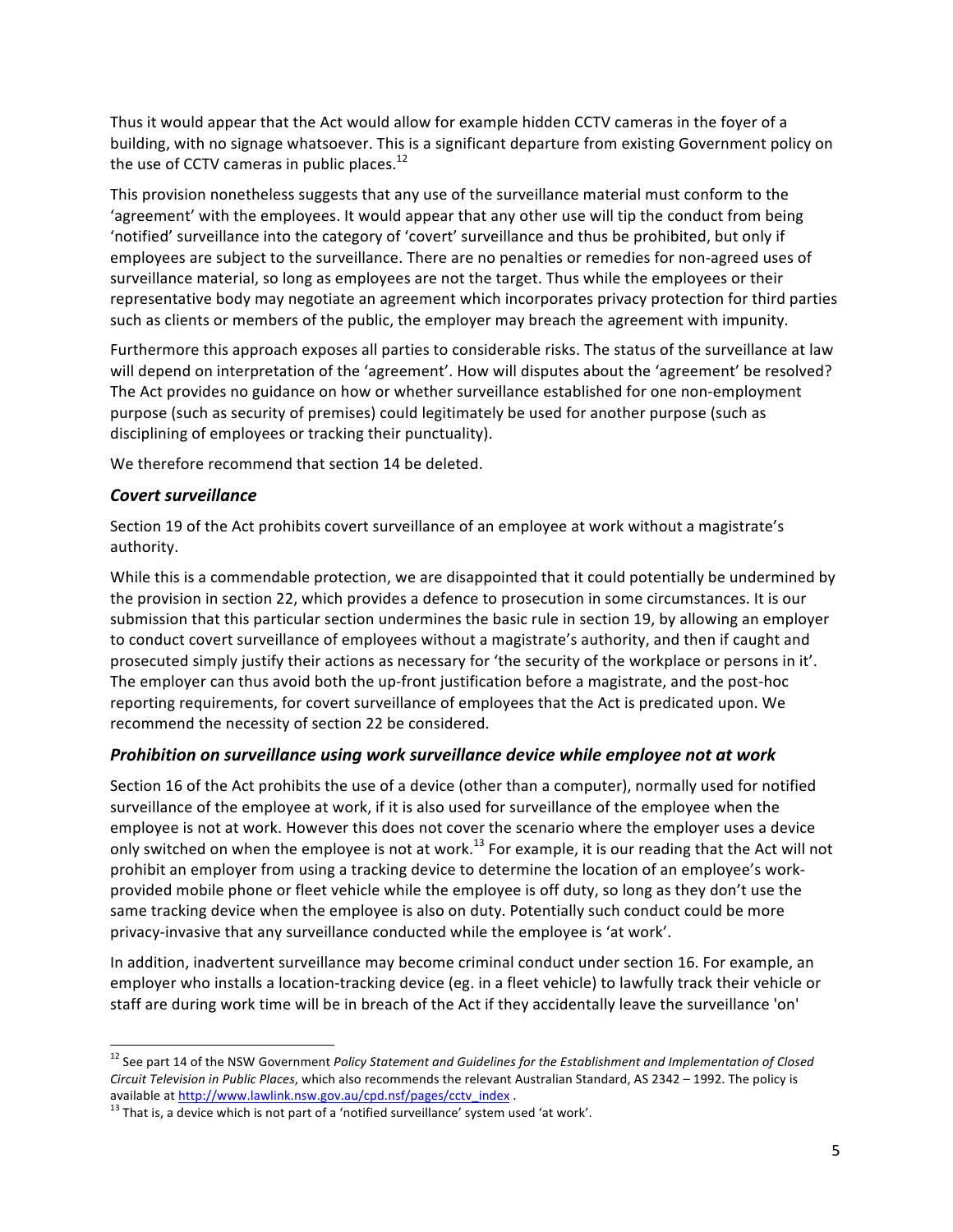Thus it would appear that the Act would allow for example hidden CCTV cameras in the foyer of a building, with no signage whatsoever. This is a significant departure from existing Government policy on the use of CCTV cameras in public places.[12]

This provision nonetheless suggests that any use of the surveillance material must conform to the 'agreement' with the employees. It would appear that any other use will tip the conduct from being 'notified' surveillance into the category of 'covert' surveillance and thus be prohibited, but only if employees are subject to the surveillance. There are no penalties or remedies for non-agreed uses of surveillance material, so long as employees are not the target. Thus while the employees or their representative body may negotiate an agreement which incorporates privacy protection for third parties such as clients or members of the public, the employer may breach the agreement with impunity.

Furthermore this approach exposes all parties to considerable risks. The status of the surveillance at law will depend on interpretation of the 'agreement'. How will disputes about the 'agreement' be resolved? The Act provides no guidance on how or whether surveillance established for one non-employment purpose (such as security of premises) could legitimately be used for another purpose (such as disciplining of employees or tracking their punctuality).

We therefore recommend that section 14 be deleted.

### *Covert surveillance*

Section 19 of the Act prohibits covert surveillance of an employee at work without a magistrate's authority.

While this is a commendable protection, we are disappointed that it could potentially be undermined by the provision in section 22, which provides a defence to prosecution in some circumstances. It is our submission that this particular section undermines the basic rule in section 19, by allowing an employer to conduct covert surveillance of employees without a magistrate's authority, and then if caught and prosecuted simply justify their actions as necessary for 'the security of the workplace or persons in it'. The employer can thus avoid both the up-front justification before a magistrate, and the post-hoc reporting requirements, for covert surveillance of employees that the Act is predicated upon. We recommend the necessity of section 22 be considered.

### *Prohibition on surveillance using work surveillance device while employee not at work*

Section 16 of the Act prohibits the use of a device (other than a computer), normally used for notified surveillance of the employee at work, if it is also used for surveillance of the employee when the employee is not at work. However this does not cover the scenario where the employer uses a device only switched on when the employee is not at work.[13] For example, it is our reading that the Act will not prohibit an employer from using a tracking device to determine the location of an employee's work-provided mobile phone or fleet vehicle while the employee is off duty, so long as they don't use the same tracking device when the employee is also on duty. Potentially such conduct could be more privacy-invasive that any surveillance conducted while the employee is 'at work'.

In addition, inadvertent surveillance may become criminal conduct under section 16. For example, an employer who installs a location-tracking device (eg. in a fleet vehicle) to lawfully track their vehicle or staff are during work time will be in breach of the Act if they accidentally leave the surveillance 'on'

---

[12] See part 14 of the NSW Government *Policy Statement and Guidelines for the Establishment and Implementation of Closed Circuit Television in Public Places*, which also recommends the relevant Australian Standard, AS 2342 – 1992. The policy is available at http://www.lawlink.nsw.gov.au/cpd.nsf/pages/cctv_index .

[13] That is, a device which is not part of a 'notified surveillance' system used 'at work'.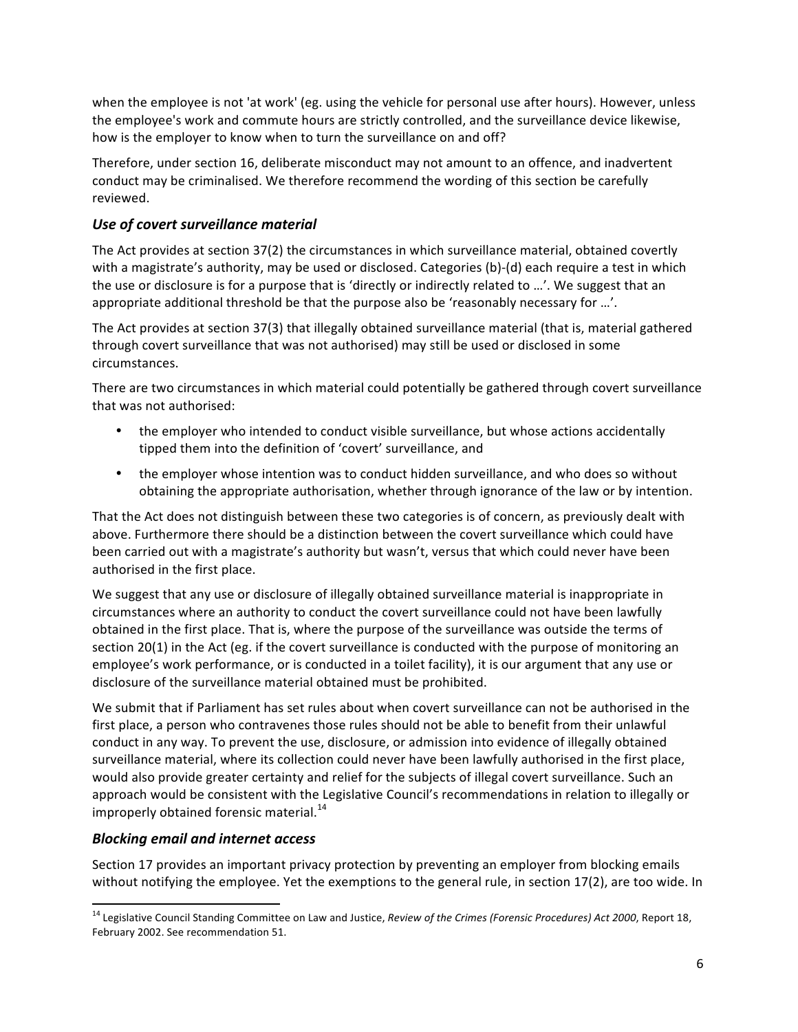when the employee is not 'at work' (eg. using the vehicle for personal use after hours). However, unless the employee's work and commute hours are strictly controlled, and the surveillance device likewise, how is the employer to know when to turn the surveillance on and off?

Therefore, under section 16, deliberate misconduct may not amount to an offence, and inadvertent conduct may be criminalised. We therefore recommend the wording of this section be carefully reviewed.

### *Use of covert surveillance material*

The Act provides at section 37(2) the circumstances in which surveillance material, obtained covertly with a magistrate's authority, may be used or disclosed. Categories (b)-(d) each require a test in which the use or disclosure is for a purpose that is 'directly or indirectly related to …'. We suggest that an appropriate additional threshold be that the purpose also be 'reasonably necessary for …'.

The Act provides at section 37(3) that illegally obtained surveillance material (that is, material gathered through covert surveillance that was not authorised) may still be used or disclosed in some circumstances.

There are two circumstances in which material could potentially be gathered through covert surveillance that was not authorised:

- the employer who intended to conduct visible surveillance, but whose actions accidentally tipped them into the definition of 'covert' surveillance, and
- the employer whose intention was to conduct hidden surveillance, and who does so without obtaining the appropriate authorisation, whether through ignorance of the law or by intention.

That the Act does not distinguish between these two categories is of concern, as previously dealt with above. Furthermore there should be a distinction between the covert surveillance which could have been carried out with a magistrate's authority but wasn't, versus that which could never have been authorised in the first place.

We suggest that any use or disclosure of illegally obtained surveillance material is inappropriate in circumstances where an authority to conduct the covert surveillance could not have been lawfully obtained in the first place. That is, where the purpose of the surveillance was outside the terms of section 20(1) in the Act (eg. if the covert surveillance is conducted with the purpose of monitoring an employee's work performance, or is conducted in a toilet facility), it is our argument that any use or disclosure of the surveillance material obtained must be prohibited.

We submit that if Parliament has set rules about when covert surveillance can not be authorised in the first place, a person who contravenes those rules should not be able to benefit from their unlawful conduct in any way. To prevent the use, disclosure, or admission into evidence of illegally obtained surveillance material, where its collection could never have been lawfully authorised in the first place, would also provide greater certainty and relief for the subjects of illegal covert surveillance. Such an approach would be consistent with the Legislative Council's recommendations in relation to illegally or improperly obtained forensic material.[14]

### *Blocking email and internet access*

Section 17 provides an important privacy protection by preventing an employer from blocking emails without notifying the employee. Yet the exemptions to the general rule, in section 17(2), are too wide. In

---

[14] Legislative Council Standing Committee on Law and Justice, *Review of the Crimes (Forensic Procedures) Act 2000*, Report 18, February 2002. See recommendation 51.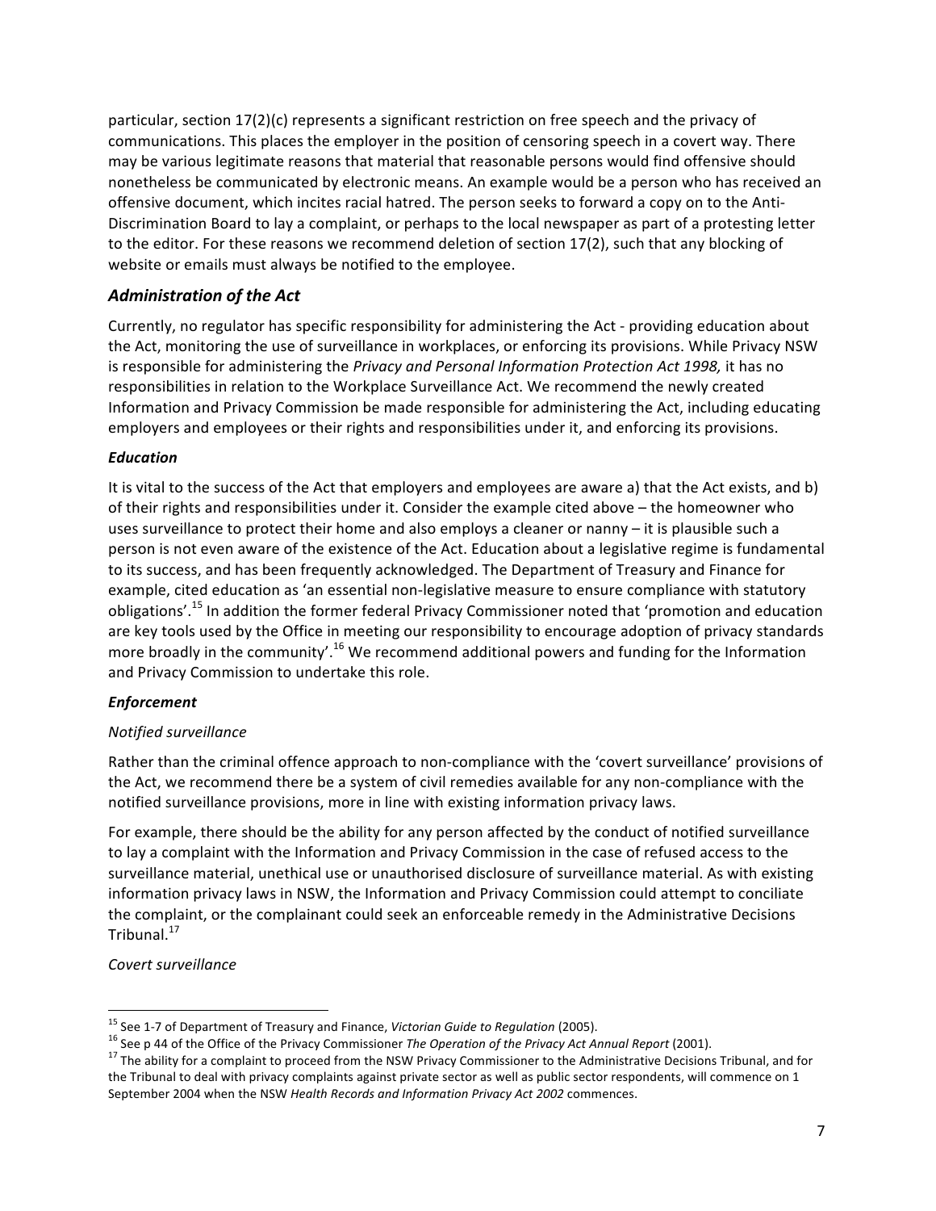particular, section 17(2)(c) represents a significant restriction on free speech and the privacy of communications. This places the employer in the position of censoring speech in a covert way. There may be various legitimate reasons that material that reasonable persons would find offensive should nonetheless be communicated by electronic means. An example would be a person who has received an offensive document, which incites racial hatred. The person seeks to forward a copy on to the Anti-Discrimination Board to lay a complaint, or perhaps to the local newspaper as part of a protesting letter to the editor. For these reasons we recommend deletion of section 17(2), such that any blocking of website or emails must always be notified to the employee.

## *Administration of the Act*

Currently, no regulator has specific responsibility for administering the Act - providing education about the Act, monitoring the use of surveillance in workplaces, or enforcing its provisions. While Privacy NSW is responsible for administering the *Privacy and Personal Information Protection Act 1998,* it has no responsibilities in relation to the Workplace Surveillance Act. We recommend the newly created Information and Privacy Commission be made responsible for administering the Act, including educating employers and employees or their rights and responsibilities under it, and enforcing its provisions.

### *Education*

It is vital to the success of the Act that employers and employees are aware a) that the Act exists, and b) of their rights and responsibilities under it. Consider the example cited above – the homeowner who uses surveillance to protect their home and also employs a cleaner or nanny – it is plausible such a person is not even aware of the existence of the Act. Education about a legislative regime is fundamental to its success, and has been frequently acknowledged. The Department of Treasury and Finance for example, cited education as 'an essential non-legislative measure to ensure compliance with statutory obligations'.[15] In addition the former federal Privacy Commissioner noted that 'promotion and education are key tools used by the Office in meeting our responsibility to encourage adoption of privacy standards more broadly in the community'.[16] We recommend additional powers and funding for the Information and Privacy Commission to undertake this role.

### *Enforcement*

*Notified surveillance*

Rather than the criminal offence approach to non-compliance with the 'covert surveillance' provisions of the Act, we recommend there be a system of civil remedies available for any non-compliance with the notified surveillance provisions, more in line with existing information privacy laws.

For example, there should be the ability for any person affected by the conduct of notified surveillance to lay a complaint with the Information and Privacy Commission in the case of refused access to the surveillance material, unethical use or unauthorised disclosure of surveillance material. As with existing information privacy laws in NSW, the Information and Privacy Commission could attempt to conciliate the complaint, or the complainant could seek an enforceable remedy in the Administrative Decisions Tribunal.[17]

*Covert surveillance*

---

[15] See 1-7 of Department of Treasury and Finance, *Victorian Guide to Regulation* (2005).

[16] See p 44 of the Office of the Privacy Commissioner *The Operation of the Privacy Act Annual Report* (2001).

[17] The ability for a complaint to proceed from the NSW Privacy Commissioner to the Administrative Decisions Tribunal, and for the Tribunal to deal with privacy complaints against private sector as well as public sector respondents, will commence on 1 September 2004 when the NSW *Health Records and Information Privacy Act 2002* commences.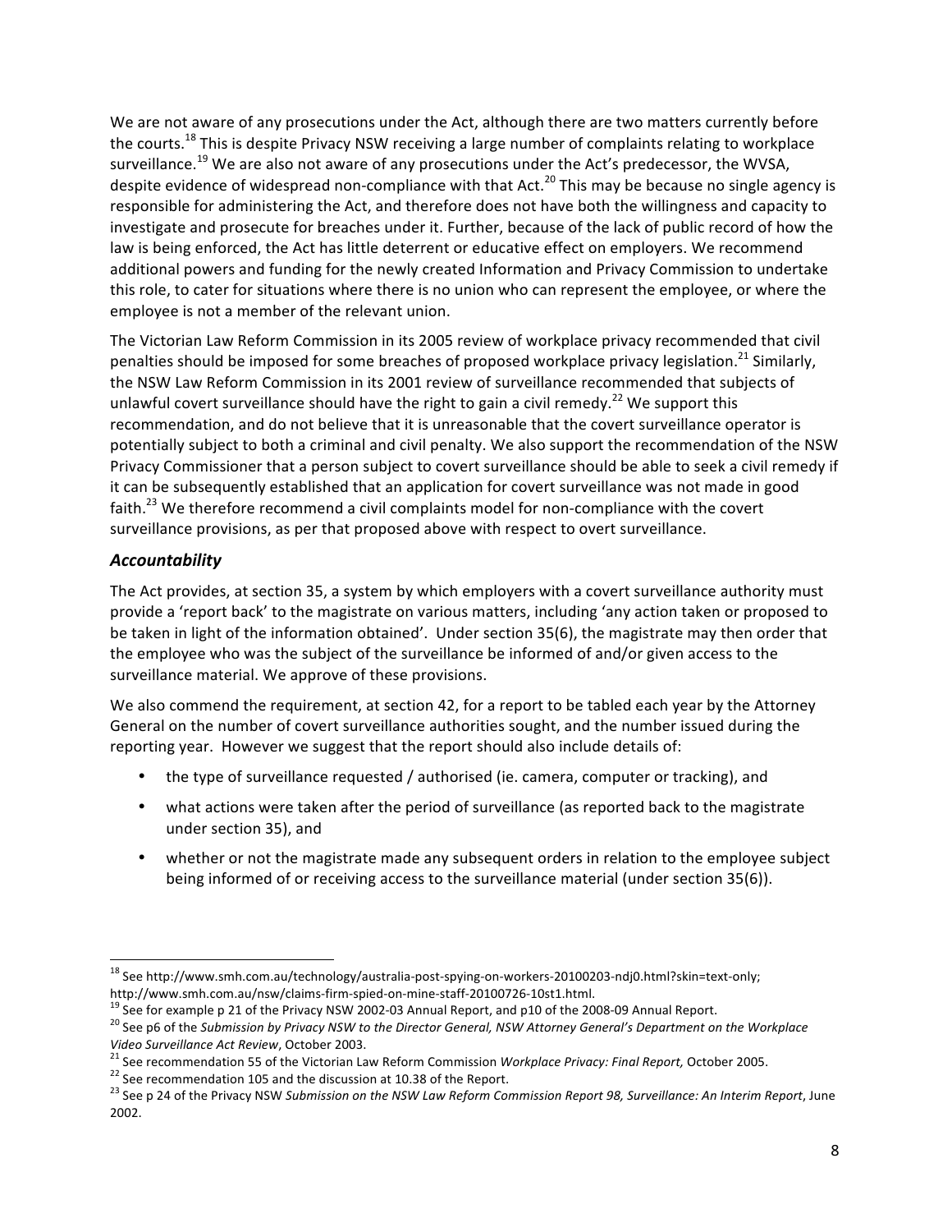We are not aware of any prosecutions under the Act, although there are two matters currently before the courts.[18] This is despite Privacy NSW receiving a large number of complaints relating to workplace surveillance.[19] We are also not aware of any prosecutions under the Act's predecessor, the WVSA, despite evidence of widespread non-compliance with that Act.[20] This may be because no single agency is responsible for administering the Act, and therefore does not have both the willingness and capacity to investigate and prosecute for breaches under it. Further, because of the lack of public record of how the law is being enforced, the Act has little deterrent or educative effect on employers. We recommend additional powers and funding for the newly created Information and Privacy Commission to undertake this role, to cater for situations where there is no union who can represent the employee, or where the employee is not a member of the relevant union.

The Victorian Law Reform Commission in its 2005 review of workplace privacy recommended that civil penalties should be imposed for some breaches of proposed workplace privacy legislation.[21] Similarly, the NSW Law Reform Commission in its 2001 review of surveillance recommended that subjects of unlawful covert surveillance should have the right to gain a civil remedy.[22] We support this recommendation, and do not believe that it is unreasonable that the covert surveillance operator is potentially subject to both a criminal and civil penalty. We also support the recommendation of the NSW Privacy Commissioner that a person subject to covert surveillance should be able to seek a civil remedy if it can be subsequently established that an application for covert surveillance was not made in good faith.[23] We therefore recommend a civil complaints model for non-compliance with the covert surveillance provisions, as per that proposed above with respect to overt surveillance.

### *Accountability*

The Act provides, at section 35, a system by which employers with a covert surveillance authority must provide a 'report back' to the magistrate on various matters, including 'any action taken or proposed to be taken in light of the information obtained'. Under section 35(6), the magistrate may then order that the employee who was the subject of the surveillance be informed of and/or given access to the surveillance material. We approve of these provisions.

We also commend the requirement, at section 42, for a report to be tabled each year by the Attorney General on the number of covert surveillance authorities sought, and the number issued during the reporting year. However we suggest that the report should also include details of:

- the type of surveillance requested / authorised (ie. camera, computer or tracking), and
- what actions were taken after the period of surveillance (as reported back to the magistrate under section 35), and
- whether or not the magistrate made any subsequent orders in relation to the employee subject being informed of or receiving access to the surveillance material (under section 35(6)).

---

[18] See http://www.smh.com.au/technology/australia-post-spying-on-workers-20100203-ndj0.html?skin=text-only; http://www.smh.com.au/nsw/claims-firm-spied-on-mine-staff-20100726-10st1.html.

[19] See for example p 21 of the Privacy NSW 2002-03 Annual Report, and p10 of the 2008-09 Annual Report.

[20] See p6 of the *Submission by Privacy NSW to the Director General, NSW Attorney General's Department on the Workplace Video Surveillance Act Review*, October 2003.

[21] See recommendation 55 of the Victorian Law Reform Commission *Workplace Privacy: Final Report,* October 2005.

[22] See recommendation 105 and the discussion at 10.38 of the Report.

[23] See p 24 of the Privacy NSW *Submission on the NSW Law Reform Commission Report 98, Surveillance: An Interim Report*, June 2002.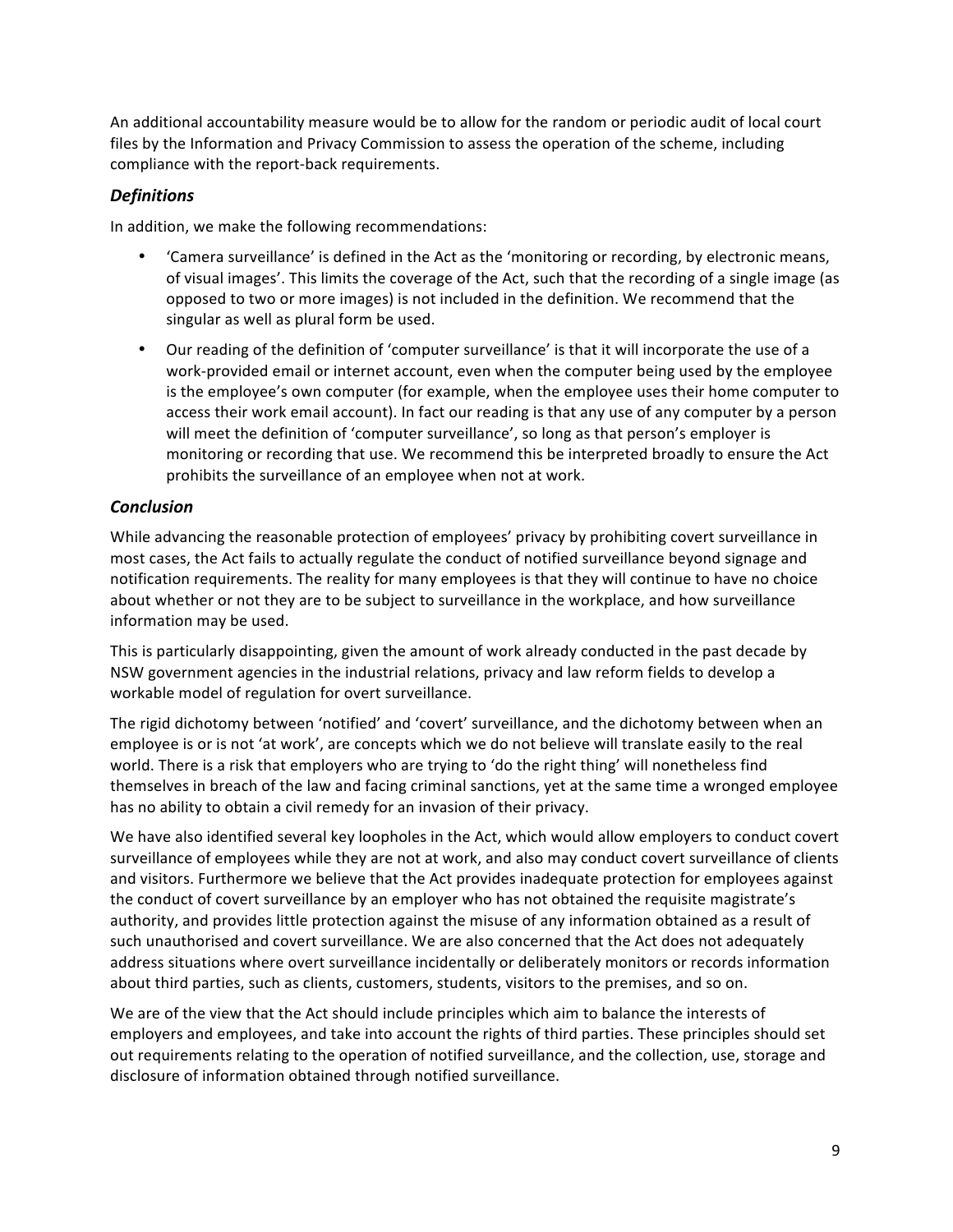An additional accountability measure would be to allow for the random or periodic audit of local court files by the Information and Privacy Commission to assess the operation of the scheme, including compliance with the report-back requirements.

### *Definitions*

In addition, we make the following recommendations:

- 'Camera surveillance' is defined in the Act as the 'monitoring or recording, by electronic means, of visual images'. This limits the coverage of the Act, such that the recording of a single image (as opposed to two or more images) is not included in the definition. We recommend that the singular as well as plural form be used.
- Our reading of the definition of 'computer surveillance' is that it will incorporate the use of a work-provided email or internet account, even when the computer being used by the employee is the employee's own computer (for example, when the employee uses their home computer to access their work email account). In fact our reading is that any use of any computer by a person will meet the definition of 'computer surveillance', so long as that person's employer is monitoring or recording that use. We recommend this be interpreted broadly to ensure the Act prohibits the surveillance of an employee when not at work.

### *Conclusion*

While advancing the reasonable protection of employees' privacy by prohibiting covert surveillance in most cases, the Act fails to actually regulate the conduct of notified surveillance beyond signage and notification requirements. The reality for many employees is that they will continue to have no choice about whether or not they are to be subject to surveillance in the workplace, and how surveillance information may be used.

This is particularly disappointing, given the amount of work already conducted in the past decade by NSW government agencies in the industrial relations, privacy and law reform fields to develop a workable model of regulation for overt surveillance.

The rigid dichotomy between 'notified' and 'covert' surveillance, and the dichotomy between when an employee is or is not 'at work', are concepts which we do not believe will translate easily to the real world. There is a risk that employers who are trying to 'do the right thing' will nonetheless find themselves in breach of the law and facing criminal sanctions, yet at the same time a wronged employee has no ability to obtain a civil remedy for an invasion of their privacy.

We have also identified several key loopholes in the Act, which would allow employers to conduct covert surveillance of employees while they are not at work, and also may conduct covert surveillance of clients and visitors. Furthermore we believe that the Act provides inadequate protection for employees against the conduct of covert surveillance by an employer who has not obtained the requisite magistrate's authority, and provides little protection against the misuse of any information obtained as a result of such unauthorised and covert surveillance. We are also concerned that the Act does not adequately address situations where overt surveillance incidentally or deliberately monitors or records information about third parties, such as clients, customers, students, visitors to the premises, and so on.

We are of the view that the Act should include principles which aim to balance the interests of employers and employees, and take into account the rights of third parties. These principles should set out requirements relating to the operation of notified surveillance, and the collection, use, storage and disclosure of information obtained through notified surveillance.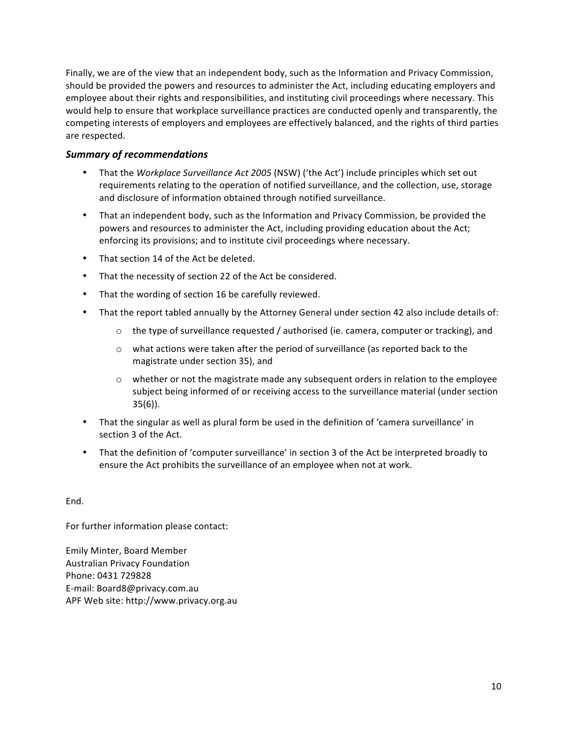Finally, we are of the view that an independent body, such as the Information and Privacy Commission, should be provided the powers and resources to administer the Act, including educating employers and employee about their rights and responsibilities, and instituting civil proceedings where necessary. This would help to ensure that workplace surveillance practices are conducted openly and transparently, the competing interests of employers and employees are effectively balanced, and the rights of third parties are respected.

### *Summary of recommendations*

- That the *Workplace Surveillance Act 2005* (NSW) ('the Act') include principles which set out requirements relating to the operation of notified surveillance, and the collection, use, storage and disclosure of information obtained through notified surveillance.
- That an independent body, such as the Information and Privacy Commission, be provided the powers and resources to administer the Act, including providing education about the Act; enforcing its provisions; and to institute civil proceedings where necessary.
- That section 14 of the Act be deleted.
- That the necessity of section 22 of the Act be considered.
- That the wording of section 16 be carefully reviewed.
- That the report tabled annually by the Attorney General under section 42 also include details of:
    - the type of surveillance requested / authorised (ie. camera, computer or tracking), and
    - what actions were taken after the period of surveillance (as reported back to the magistrate under section 35), and
    - whether or not the magistrate made any subsequent orders in relation to the employee subject being informed of or receiving access to the surveillance material (under section 35(6)).
- That the singular as well as plural form be used in the definition of 'camera surveillance' in section 3 of the Act.
- That the definition of 'computer surveillance' in section 3 of the Act be interpreted broadly to ensure the Act prohibits the surveillance of an employee when not at work.

End.

For further information please contact:

Emily Minter, Board Member
Australian Privacy Foundation
Phone: 0431 729828
E-mail: Board8@privacy.com.au
APF Web site: http://www.privacy.org.au